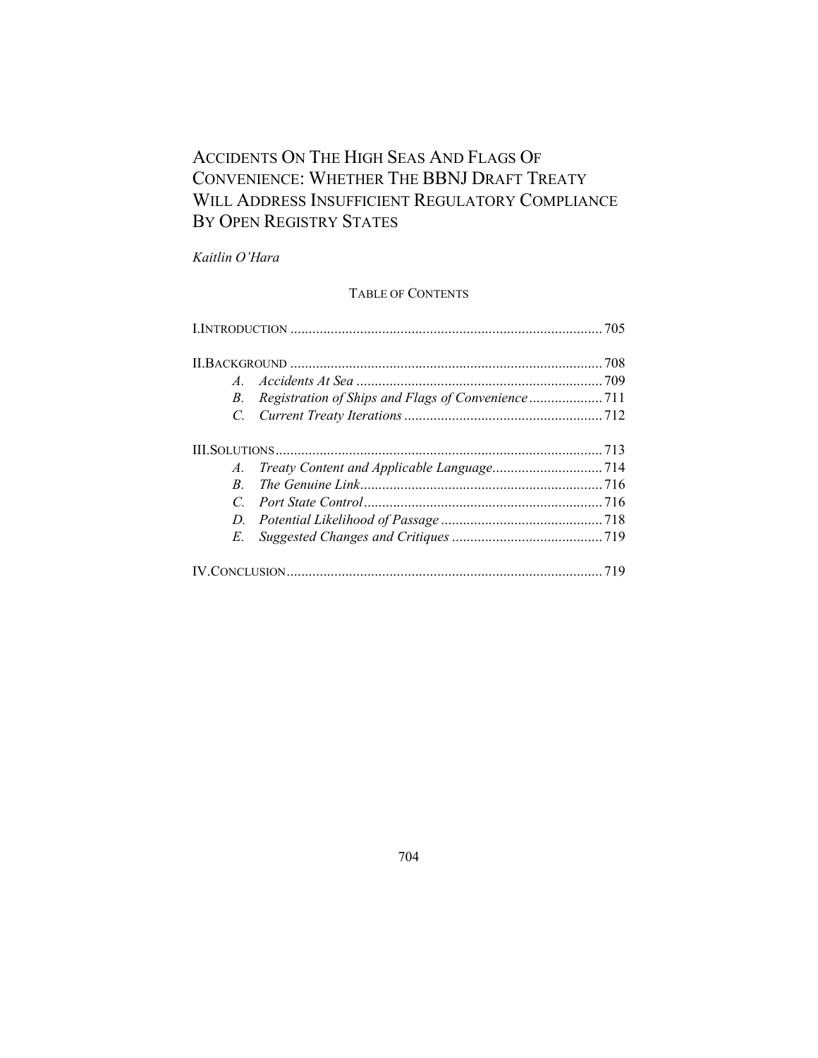# Accidents On The High Seas And Flags Of Convenience: Whether The BBNJ Draft Treaty Will Address Insufficient Regulatory Compliance By Open Registry States

*Kaitlin O'Hara*

Table of Contents

I. Introduction ..... 705

II. Background ..... 708
- A. *Accidents At Sea* ..... 709
- B. *Registration of Ships and Flags of Convenience* ..... 711
- C. *Current Treaty Iterations* ..... 712

III. Solutions ..... 713
- A. *Treaty Content and Applicable Language* ..... 714
- B. *The Genuine Link* ..... 716
- C. *Port State Control* ..... 716
- D. *Potential Likelihood of Passage* ..... 718
- E. *Suggested Changes and Critiques* ..... 719

IV. Conclusion ..... 719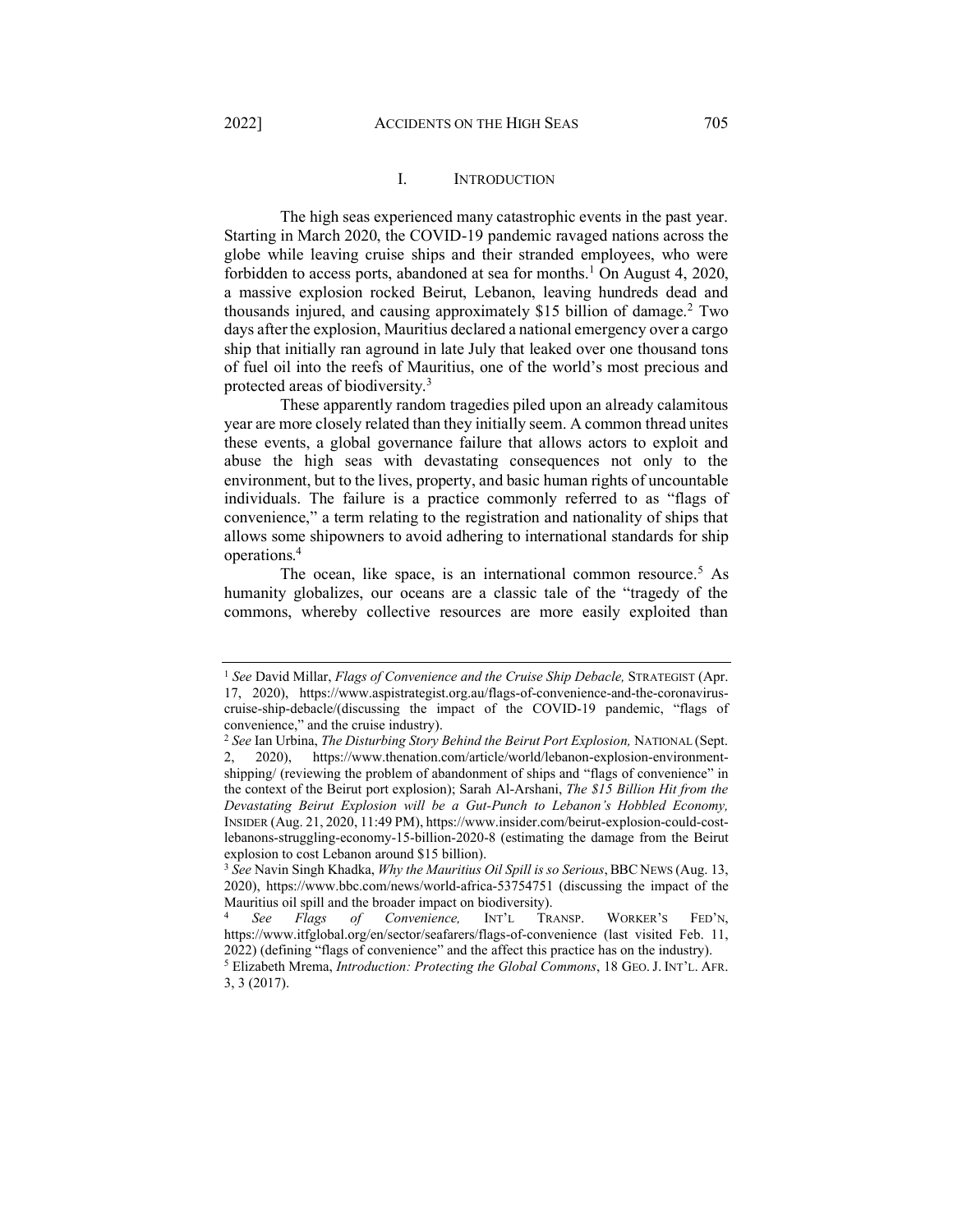## I. Introduction

The high seas experienced many catastrophic events in the past year. Starting in March 2020, the COVID-19 pandemic ravaged nations across the globe while leaving cruise ships and their stranded employees, who were forbidden to access ports, abandoned at sea for months.[1] On August 4, 2020, a massive explosion rocked Beirut, Lebanon, leaving hundreds dead and thousands injured, and causing approximately $15 billion of damage.[2] Two days after the explosion, Mauritius declared a national emergency over a cargo ship that initially ran aground in late July that leaked over one thousand tons of fuel oil into the reefs of Mauritius, one of the world's most precious and protected areas of biodiversity.[3]

These apparently random tragedies piled upon an already calamitous year are more closely related than they initially seem. A common thread unites these events, a global governance failure that allows actors to exploit and abuse the high seas with devastating consequences not only to the environment, but to the lives, property, and basic human rights of uncountable individuals. The failure is a practice commonly referred to as "flags of convenience," a term relating to the registration and nationality of ships that allows some shipowners to avoid adhering to international standards for ship operations.[4]

The ocean, like space, is an international common resource.[5] As humanity globalizes, our oceans are a classic tale of the "tragedy of the commons, whereby collective resources are more easily exploited than

---

[1] *See* David Millar, *Flags of Convenience and the Cruise Ship Debacle,* STRATEGIST (Apr. 17, 2020), https://www.aspistrategist.org.au/flags-of-convenience-and-the-coronavirus-cruise-ship-debacle/(discussing the impact of the COVID-19 pandemic, "flags of convenience," and the cruise industry).

[2] *See* Ian Urbina, *The Disturbing Story Behind the Beirut Port Explosion,* NATIONAL (Sept. 2, 2020), https://www.thenation.com/article/world/lebanon-explosion-environment-shipping/ (reviewing the problem of abandonment of ships and "flags of convenience" in the context of the Beirut port explosion); Sarah Al-Arshani, *The $15 Billion Hit from the Devastating Beirut Explosion will be a Gut-Punch to Lebanon's Hobbled Economy,* INSIDER (Aug. 21, 2020, 11:49 PM), https://www.insider.com/beirut-explosion-could-cost-lebanons-struggling-economy-15-billion-2020-8 (estimating the damage from the Beirut explosion to cost Lebanon around $15 billion).

[3] *See* Navin Singh Khadka, *Why the Mauritius Oil Spill is so Serious*, BBC NEWS (Aug. 13, 2020), https://www.bbc.com/news/world-africa-53754751 (discussing the impact of the Mauritius oil spill and the broader impact on biodiversity).

[4] *See Flags of Convenience,* INT'L TRANSP. WORKER'S FED'N, https://www.itfglobal.org/en/sector/seafarers/flags-of-convenience (last visited Feb. 11, 2022) (defining "flags of convenience" and the affect this practice has on the industry).

[5] Elizabeth Mrema, *Introduction: Protecting the Global Commons*, 18 GEO. J. INT'L. AFR. 3, 3 (2017).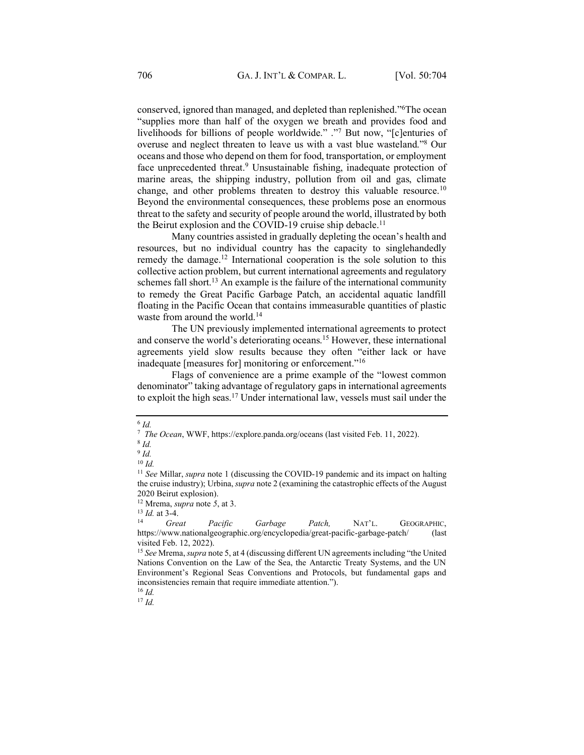conserved, ignored than managed, and depleted than replenished."[6]The ocean "supplies more than half of the oxygen we breath and provides food and livelihoods for billions of people worldwide." ."[7] But now, "[c]enturies of overuse and neglect threaten to leave us with a vast blue wasteland."[8] Our oceans and those who depend on them for food, transportation, or employment face unprecedented threat.[9] Unsustainable fishing, inadequate protection of marine areas, the shipping industry, pollution from oil and gas, climate change, and other problems threaten to destroy this valuable resource.[10] Beyond the environmental consequences, these problems pose an enormous threat to the safety and security of people around the world, illustrated by both the Beirut explosion and the COVID-19 cruise ship debacle.[11]

Many countries assisted in gradually depleting the ocean's health and resources, but no individual country has the capacity to singlehandedly remedy the damage.[12] International cooperation is the sole solution to this collective action problem, but current international agreements and regulatory schemes fall short.[13] An example is the failure of the international community to remedy the Great Pacific Garbage Patch, an accidental aquatic landfill floating in the Pacific Ocean that contains immeasurable quantities of plastic waste from around the world.[14]

The UN previously implemented international agreements to protect and conserve the world's deteriorating oceans.[15] However, these international agreements yield slow results because they often "either lack or have inadequate [measures for] monitoring or enforcement."[16]

Flags of convenience are a prime example of the "lowest common denominator" taking advantage of regulatory gaps in international agreements to exploit the high seas.[17] Under international law, vessels must sail under the

---

[6] *Id.*

[7] *The Ocean*, WWF, https://explore.panda.org/oceans (last visited Feb. 11, 2022).

[8] *Id.*

[9] *Id.*

[10] *Id.*

[11] *See* Millar, *supra* note 1 (discussing the COVID-19 pandemic and its impact on halting the cruise industry); Urbina, *supra* note 2 (examining the catastrophic effects of the August 2020 Beirut explosion).

[12] Mrema, *supra* note 5, at 3.

[13] *Id.* at 3-4.

[14] *Great Pacific Garbage Patch,* NAT'L. GEOGRAPHIC, https://www.nationalgeographic.org/encyclopedia/great-pacific-garbage-patch/ (last visited Feb. 12, 2022).

[15] *See* Mrema, *supra* note 5, at 4 (discussing different UN agreements including "the United Nations Convention on the Law of the Sea, the Antarctic Treaty Systems, and the UN Environment's Regional Seas Conventions and Protocols, but fundamental gaps and inconsistencies remain that require immediate attention.").

[16] *Id.*

[17] *Id.*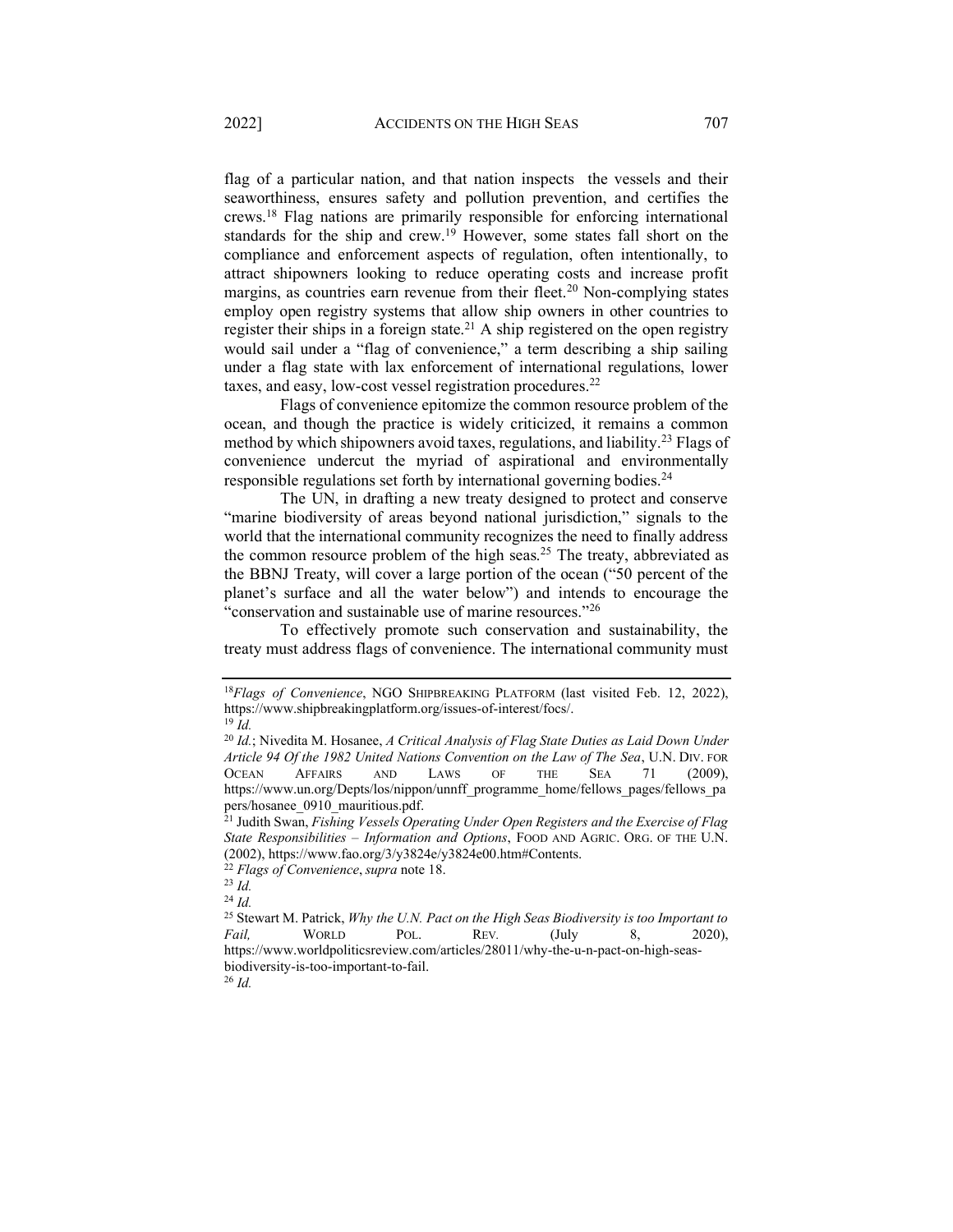flag of a particular nation, and that nation inspects the vessels and their seaworthiness, ensures safety and pollution prevention, and certifies the crews.[18] Flag nations are primarily responsible for enforcing international standards for the ship and crew.[19] However, some states fall short on the compliance and enforcement aspects of regulation, often intentionally, to attract shipowners looking to reduce operating costs and increase profit margins, as countries earn revenue from their fleet.[20] Non-complying states employ open registry systems that allow ship owners in other countries to register their ships in a foreign state.[21] A ship registered on the open registry would sail under a "flag of convenience," a term describing a ship sailing under a flag state with lax enforcement of international regulations, lower taxes, and easy, low-cost vessel registration procedures.[22]

Flags of convenience epitomize the common resource problem of the ocean, and though the practice is widely criticized, it remains a common method by which shipowners avoid taxes, regulations, and liability.[23] Flags of convenience undercut the myriad of aspirational and environmentally responsible regulations set forth by international governing bodies.[24]

The UN, in drafting a new treaty designed to protect and conserve "marine biodiversity of areas beyond national jurisdiction," signals to the world that the international community recognizes the need to finally address the common resource problem of the high seas.[25] The treaty, abbreviated as the BBNJ Treaty, will cover a large portion of the ocean ("50 percent of the planet's surface and all the water below") and intends to encourage the "conservation and sustainable use of marine resources."[26]

To effectively promote such conservation and sustainability, the treaty must address flags of convenience. The international community must

---

[18] *Flags of Convenience*, NGO SHIPBREAKING PLATFORM (last visited Feb. 12, 2022), https://www.shipbreakingplatform.org/issues-of-interest/focs/.

[19] *Id.*

[20] *Id.*; Nivedita M. Hosanee, *A Critical Analysis of Flag State Duties as Laid Down Under Article 94 Of the 1982 United Nations Convention on the Law of The Sea*, U.N. DIV. FOR OCEAN AFFAIRS AND LAWS OF THE SEA 71 (2009), https://www.un.org/Depts/los/nippon/unnff_programme_home/fellows_pages/fellows_papers/hosanee_0910_mauritious.pdf.

[21] Judith Swan, *Fishing Vessels Operating Under Open Registers and the Exercise of Flag State Responsibilities – Information and Options*, FOOD AND AGRIC. ORG. OF THE U.N. (2002), https://www.fao.org/3/y3824e/y3824e00.htm#Contents.

[22] *Flags of Convenience*, *supra* note 18.

[23] *Id.*

[24] *Id.*

[25] Stewart M. Patrick, *Why the U.N. Pact on the High Seas Biodiversity is too Important to Fail,* WORLD POL. REV. (July 8, 2020), https://www.worldpoliticsreview.com/articles/28011/why-the-u-n-pact-on-high-seas-biodiversity-is-too-important-to-fail.

[26] *Id.*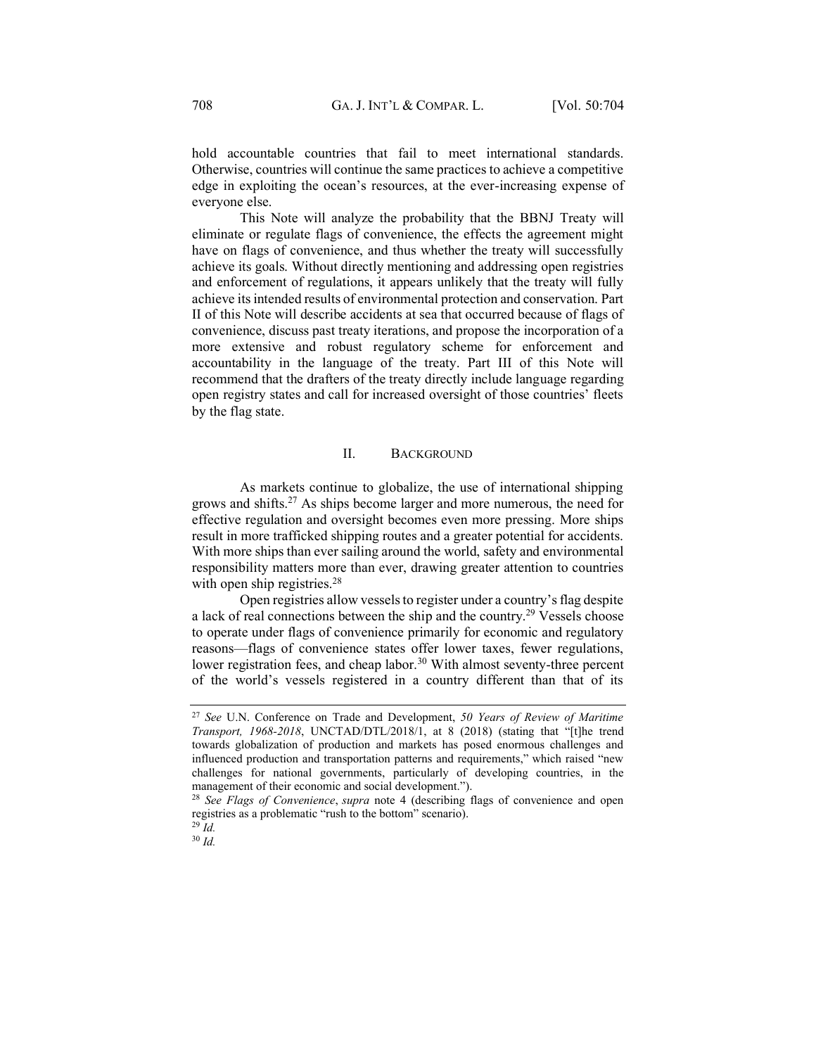hold accountable countries that fail to meet international standards. Otherwise, countries will continue the same practices to achieve a competitive edge in exploiting the ocean's resources, at the ever-increasing expense of everyone else.

This Note will analyze the probability that the BBNJ Treaty will eliminate or regulate flags of convenience, the effects the agreement might have on flags of convenience, and thus whether the treaty will successfully achieve its goals. Without directly mentioning and addressing open registries and enforcement of regulations, it appears unlikely that the treaty will fully achieve its intended results of environmental protection and conservation. Part II of this Note will describe accidents at sea that occurred because of flags of convenience, discuss past treaty iterations, and propose the incorporation of a more extensive and robust regulatory scheme for enforcement and accountability in the language of the treaty. Part III of this Note will recommend that the drafters of the treaty directly include language regarding open registry states and call for increased oversight of those countries' fleets by the flag state.

## II. BACKGROUND

As markets continue to globalize, the use of international shipping grows and shifts.[27] As ships become larger and more numerous, the need for effective regulation and oversight becomes even more pressing. More ships result in more trafficked shipping routes and a greater potential for accidents. With more ships than ever sailing around the world, safety and environmental responsibility matters more than ever, drawing greater attention to countries with open ship registries.[28]

Open registries allow vessels to register under a country's flag despite a lack of real connections between the ship and the country.[29] Vessels choose to operate under flags of convenience primarily for economic and regulatory reasons—flags of convenience states offer lower taxes, fewer regulations, lower registration fees, and cheap labor.[30] With almost seventy-three percent of the world's vessels registered in a country different than that of its

---

[27] *See* U.N. Conference on Trade and Development, *50 Years of Review of Maritime Transport, 1968-2018*, UNCTAD/DTL/2018/1, at 8 (2018) (stating that "[t]he trend towards globalization of production and markets has posed enormous challenges and influenced production and transportation patterns and requirements," which raised "new challenges for national governments, particularly of developing countries, in the management of their economic and social development.").

[28] *See Flags of Convenience*, *supra* note 4 (describing flags of convenience and open registries as a problematic "rush to the bottom" scenario).

[29] *Id.*

[30] *Id.*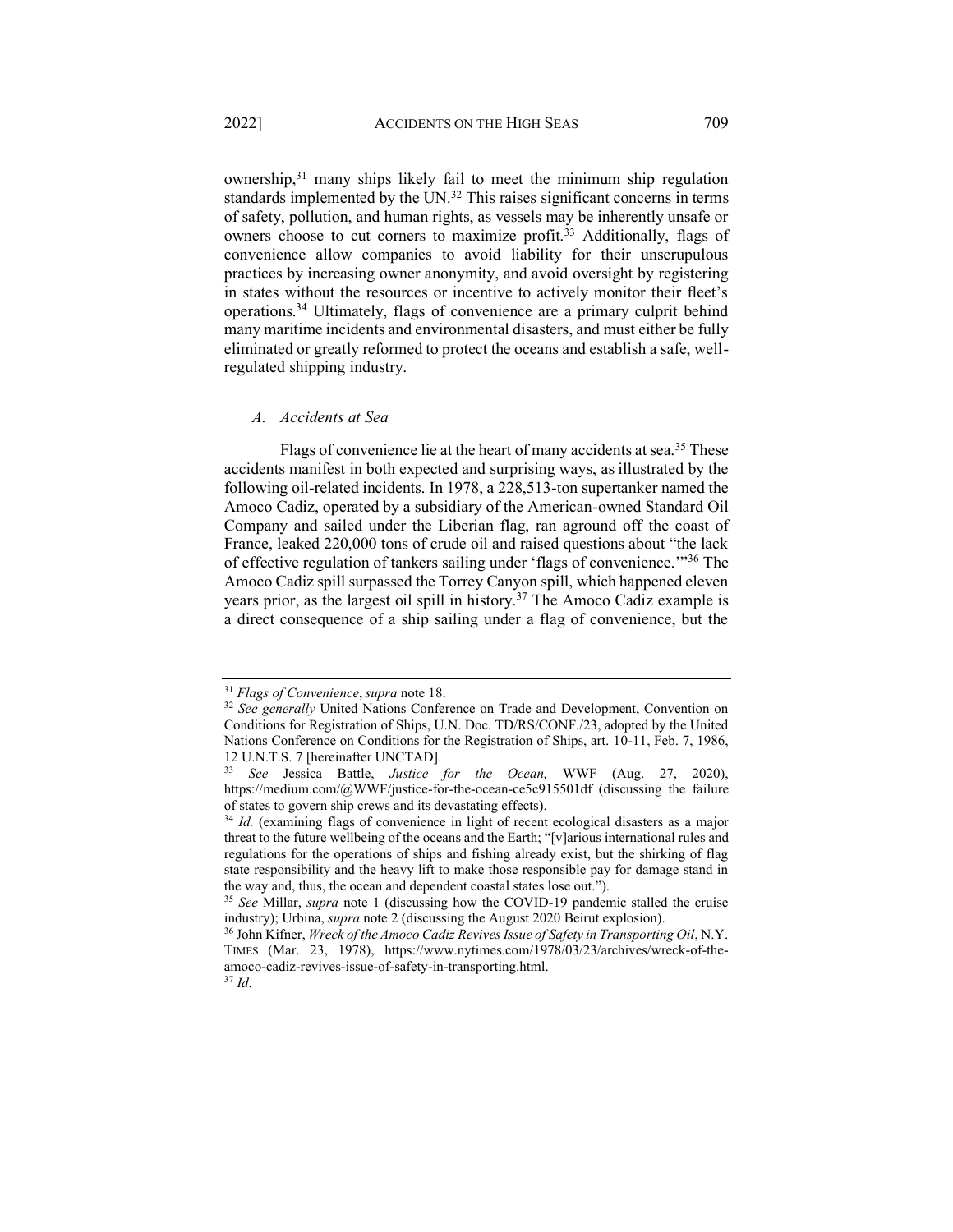ownership,[31] many ships likely fail to meet the minimum ship regulation standards implemented by the UN.[32] This raises significant concerns in terms of safety, pollution, and human rights, as vessels may be inherently unsafe or owners choose to cut corners to maximize profit.[33] Additionally, flags of convenience allow companies to avoid liability for their unscrupulous practices by increasing owner anonymity, and avoid oversight by registering in states without the resources or incentive to actively monitor their fleet's operations.[34] Ultimately, flags of convenience are a primary culprit behind many maritime incidents and environmental disasters, and must either be fully eliminated or greatly reformed to protect the oceans and establish a safe, well-regulated shipping industry.

### *A. Accidents at Sea*

Flags of convenience lie at the heart of many accidents at sea.[35] These accidents manifest in both expected and surprising ways, as illustrated by the following oil-related incidents. In 1978, a 228,513-ton supertanker named the Amoco Cadiz, operated by a subsidiary of the American-owned Standard Oil Company and sailed under the Liberian flag, ran aground off the coast of France, leaked 220,000 tons of crude oil and raised questions about "the lack of effective regulation of tankers sailing under 'flags of convenience.'"[36] The Amoco Cadiz spill surpassed the Torrey Canyon spill, which happened eleven years prior, as the largest oil spill in history.[37] The Amoco Cadiz example is a direct consequence of a ship sailing under a flag of convenience, but the

---

[31] *Flags of Convenience*, *supra* note 18.

[32] *See generally* United Nations Conference on Trade and Development, Convention on Conditions for Registration of Ships, U.N. Doc. TD/RS/CONF./23, adopted by the United Nations Conference on Conditions for the Registration of Ships, art. 10-11, Feb. 7, 1986, 12 U.N.T.S. 7 [hereinafter UNCTAD].

[33] *See* Jessica Battle, *Justice for the Ocean,* WWF (Aug. 27, 2020), https://medium.com/@WWF/justice-for-the-ocean-ce5c915501df (discussing the failure of states to govern ship crews and its devastating effects).

[34] *Id.* (examining flags of convenience in light of recent ecological disasters as a major threat to the future wellbeing of the oceans and the Earth; "[v]arious international rules and regulations for the operations of ships and fishing already exist, but the shirking of flag state responsibility and the heavy lift to make those responsible pay for damage stand in the way and, thus, the ocean and dependent coastal states lose out.").

[35] *See* Millar, *supra* note 1 (discussing how the COVID-19 pandemic stalled the cruise industry); Urbina, *supra* note 2 (discussing the August 2020 Beirut explosion).

[36] John Kifner, *Wreck of the Amoco Cadiz Revives Issue of Safety in Transporting Oil*, N.Y. TIMES (Mar. 23, 1978), https://www.nytimes.com/1978/03/23/archives/wreck-of-the-amoco-cadiz-revives-issue-of-safety-in-transporting.html.

[37] *Id*.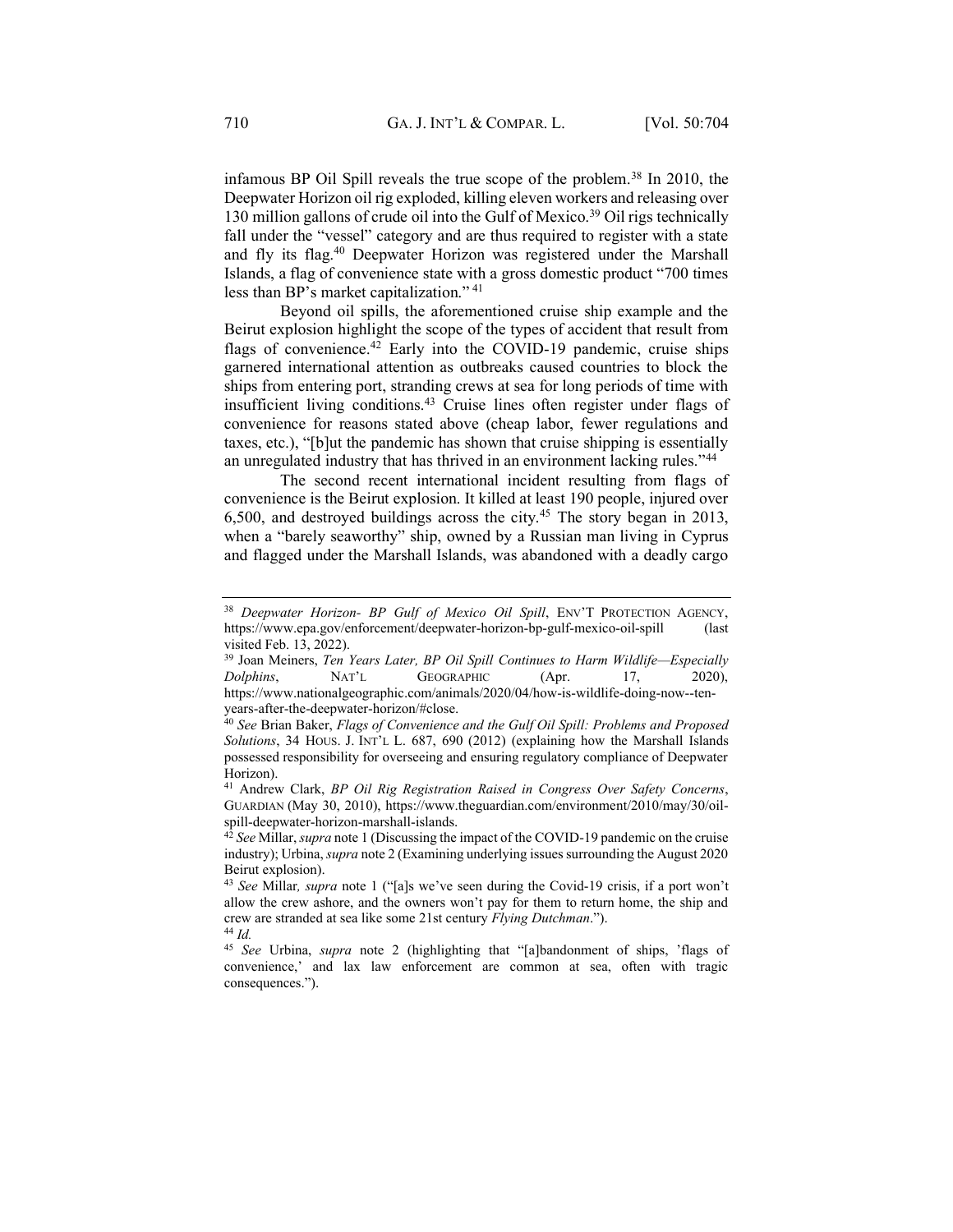infamous BP Oil Spill reveals the true scope of the problem.[38] In 2010, the Deepwater Horizon oil rig exploded, killing eleven workers and releasing over 130 million gallons of crude oil into the Gulf of Mexico.[39] Oil rigs technically fall under the "vessel" category and are thus required to register with a state and fly its flag.[40] Deepwater Horizon was registered under the Marshall Islands, a flag of convenience state with a gross domestic product "700 times less than BP's market capitalization."[41]

Beyond oil spills, the aforementioned cruise ship example and the Beirut explosion highlight the scope of the types of accident that result from flags of convenience.[42] Early into the COVID-19 pandemic, cruise ships garnered international attention as outbreaks caused countries to block the ships from entering port, stranding crews at sea for long periods of time with insufficient living conditions.[43] Cruise lines often register under flags of convenience for reasons stated above (cheap labor, fewer regulations and taxes, etc.), "[b]ut the pandemic has shown that cruise shipping is essentially an unregulated industry that has thrived in an environment lacking rules."[44]

The second recent international incident resulting from flags of convenience is the Beirut explosion. It killed at least 190 people, injured over 6,500, and destroyed buildings across the city.[45] The story began in 2013, when a "barely seaworthy" ship, owned by a Russian man living in Cyprus and flagged under the Marshall Islands, was abandoned with a deadly cargo

---

[38] *Deepwater Horizon- BP Gulf of Mexico Oil Spill*, ENV'T PROTECTION AGENCY, https://www.epa.gov/enforcement/deepwater-horizon-bp-gulf-mexico-oil-spill (last visited Feb. 13, 2022).

[39] Joan Meiners, *Ten Years Later, BP Oil Spill Continues to Harm Wildlife—Especially Dolphins*, NAT'L GEOGRAPHIC (Apr. 17, 2020), https://www.nationalgeographic.com/animals/2020/04/how-is-wildlife-doing-now--ten-years-after-the-deepwater-horizon/#close.

[40] *See* Brian Baker, *Flags of Convenience and the Gulf Oil Spill: Problems and Proposed Solutions*, 34 HOUS. J. INT'L L. 687, 690 (2012) (explaining how the Marshall Islands possessed responsibility for overseeing and ensuring regulatory compliance of Deepwater Horizon).

[41] Andrew Clark, *BP Oil Rig Registration Raised in Congress Over Safety Concerns*, GUARDIAN (May 30, 2010), https://www.theguardian.com/environment/2010/may/30/oil-spill-deepwater-horizon-marshall-islands.

[42] *See* Millar, *supra* note 1 (Discussing the impact of the COVID-19 pandemic on the cruise industry); Urbina, *supra* note 2 (Examining underlying issues surrounding the August 2020 Beirut explosion).

[43] *See* Millar*, supra* note 1 ("[a]s we've seen during the Covid-19 crisis, if a port won't allow the crew ashore, and the owners won't pay for them to return home, the ship and crew are stranded at sea like some 21st century *Flying Dutchman*.").

[44] *Id.*

[45] *See* Urbina, *supra* note 2 (highlighting that "[a]bandonment of ships, 'flags of convenience,' and lax law enforcement are common at sea, often with tragic consequences.").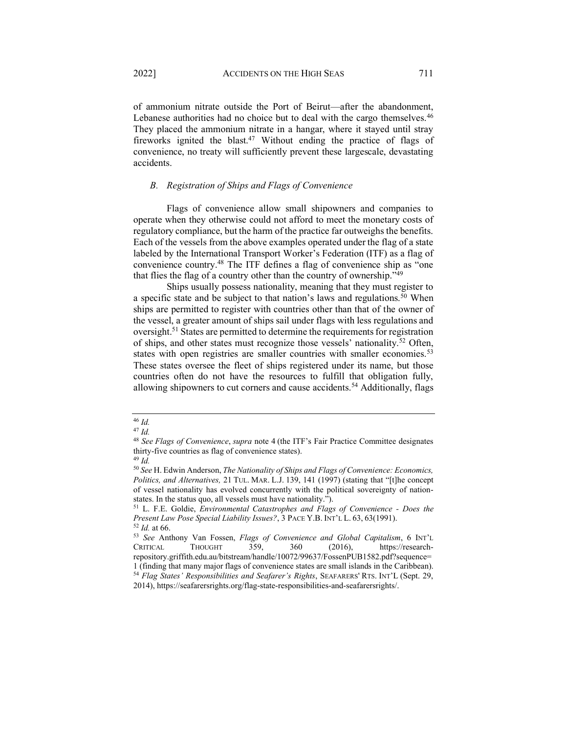of ammonium nitrate outside the Port of Beirut—after the abandonment, Lebanese authorities had no choice but to deal with the cargo themselves.[46] They placed the ammonium nitrate in a hangar, where it stayed until stray fireworks ignited the blast.[47] Without ending the practice of flags of convenience, no treaty will sufficiently prevent these largescale, devastating accidents.

### *B. Registration of Ships and Flags of Convenience*

Flags of convenience allow small shipowners and companies to operate when they otherwise could not afford to meet the monetary costs of regulatory compliance, but the harm of the practice far outweighs the benefits. Each of the vessels from the above examples operated under the flag of a state labeled by the International Transport Worker's Federation (ITF) as a flag of convenience country.[48] The ITF defines a flag of convenience ship as "one that flies the flag of a country other than the country of ownership."[49]

Ships usually possess nationality, meaning that they must register to a specific state and be subject to that nation's laws and regulations.[50] When ships are permitted to register with countries other than that of the owner of the vessel, a greater amount of ships sail under flags with less regulations and oversight.[51] States are permitted to determine the requirements for registration of ships, and other states must recognize those vessels' nationality.[52] Often, states with open registries are smaller countries with smaller economies.[53] These states oversee the fleet of ships registered under its name, but those countries often do not have the resources to fulfill that obligation fully, allowing shipowners to cut corners and cause accidents.[54] Additionally, flags

---

[46] *Id.*

[47] *Id.*

[48] *See Flags of Convenience*, *supra* note 4 (the ITF's Fair Practice Committee designates thirty-five countries as flag of convenience states).

[49] *Id.*

[50] *See* H. Edwin Anderson, *The Nationality of Ships and Flags of Convenience: Economics, Politics, and Alternatives,* 21 TUL. MAR. L.J. 139, 141 (1997) (stating that "[t]he concept of vessel nationality has evolved concurrently with the political sovereignty of nation-states. In the status quo, all vessels must have nationality.").

[51] L. F.E. Goldie, *Environmental Catastrophes and Flags of Convenience - Does the Present Law Pose Special Liability Issues?*, 3 PACE Y.B. INT'L L. 63, 63(1991).

[52] *Id.* at 66.

[53] *See* Anthony Van Fossen, *Flags of Convenience and Global Capitalism*, 6 INT'L CRITICAL THOUGHT 359, 360 (2016), https://research-repository.griffith.edu.au/bitstream/handle/10072/99637/FossenPUB1582.pdf?sequence=1 (finding that many major flags of convenience states are small islands in the Caribbean).

[54] *Flag States' Responsibilities and Seafarer's Rights*, SEAFARERS' RTS. INT'L (Sept. 29, 2014), https://seafarersrights.org/flag-state-responsibilities-and-seafarersrights/.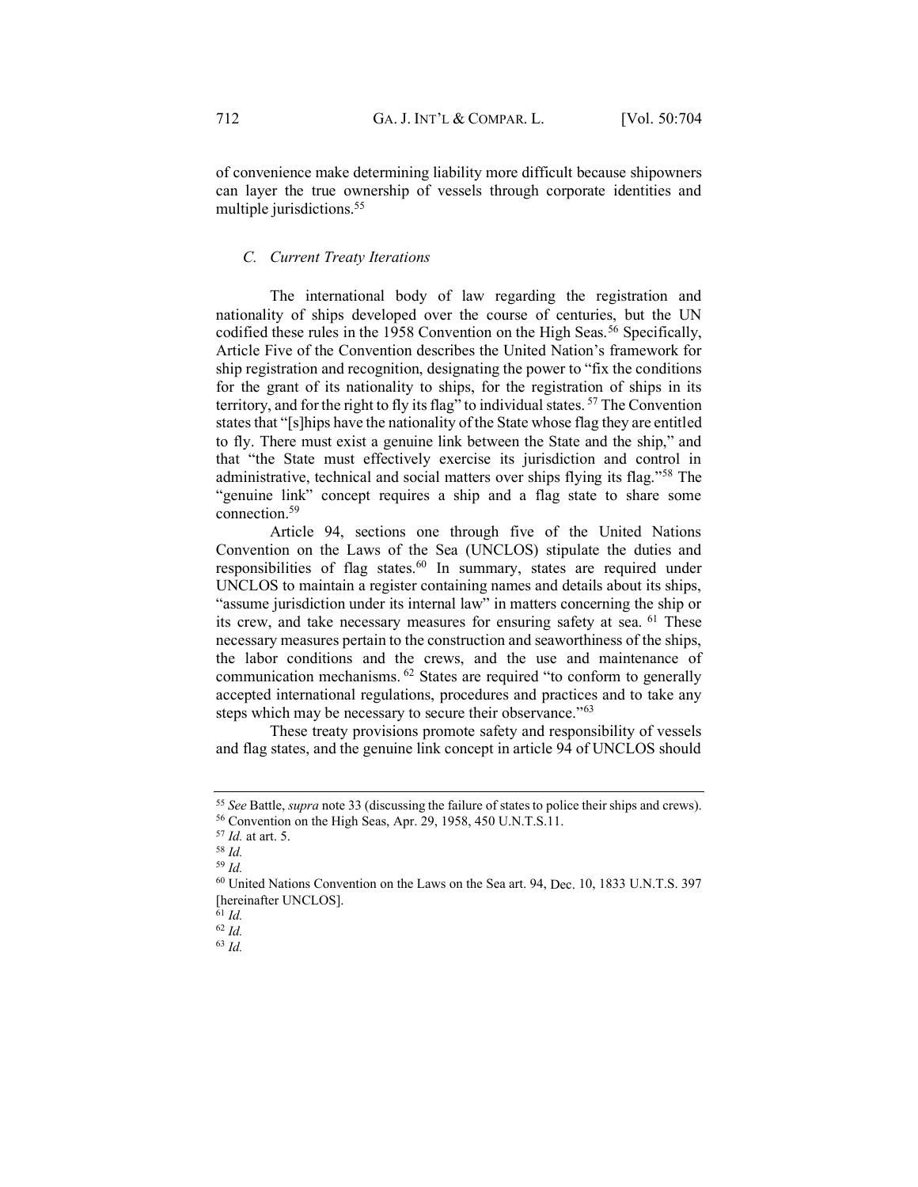of convenience make determining liability more difficult because shipowners can layer the true ownership of vessels through corporate identities and multiple jurisdictions.[55]

### *C. Current Treaty Iterations*

The international body of law regarding the registration and nationality of ships developed over the course of centuries, but the UN codified these rules in the 1958 Convention on the High Seas.[56] Specifically, Article Five of the Convention describes the United Nation's framework for ship registration and recognition, designating the power to "fix the conditions for the grant of its nationality to ships, for the registration of ships in its territory, and for the right to fly its flag" to individual states. [57] The Convention states that "[s]hips have the nationality of the State whose flag they are entitled to fly. There must exist a genuine link between the State and the ship," and that "the State must effectively exercise its jurisdiction and control in administrative, technical and social matters over ships flying its flag."[58] The "genuine link" concept requires a ship and a flag state to share some connection.[59]

Article 94, sections one through five of the United Nations Convention on the Laws of the Sea (UNCLOS) stipulate the duties and responsibilities of flag states.[60] In summary, states are required under UNCLOS to maintain a register containing names and details about its ships, "assume jurisdiction under its internal law" in matters concerning the ship or its crew, and take necessary measures for ensuring safety at sea. [61] These necessary measures pertain to the construction and seaworthiness of the ships, the labor conditions and the crews, and the use and maintenance of communication mechanisms. [62] States are required "to conform to generally accepted international regulations, procedures and practices and to take any steps which may be necessary to secure their observance."[63]

These treaty provisions promote safety and responsibility of vessels and flag states, and the genuine link concept in article 94 of UNCLOS should

---

[55] *See* Battle, *supra* note 33 (discussing the failure of states to police their ships and crews).

[56] Convention on the High Seas, Apr. 29, 1958, 450 U.N.T.S.11.

[57] *Id.* at art. 5.

[58] *Id.*

[59] *Id.*

[60] United Nations Convention on the Laws on the Sea art. 94, Dec. 10, 1833 U.N.T.S. 397 [hereinafter UNCLOS].

[61] *Id.*

[62] *Id.*

[63] *Id.*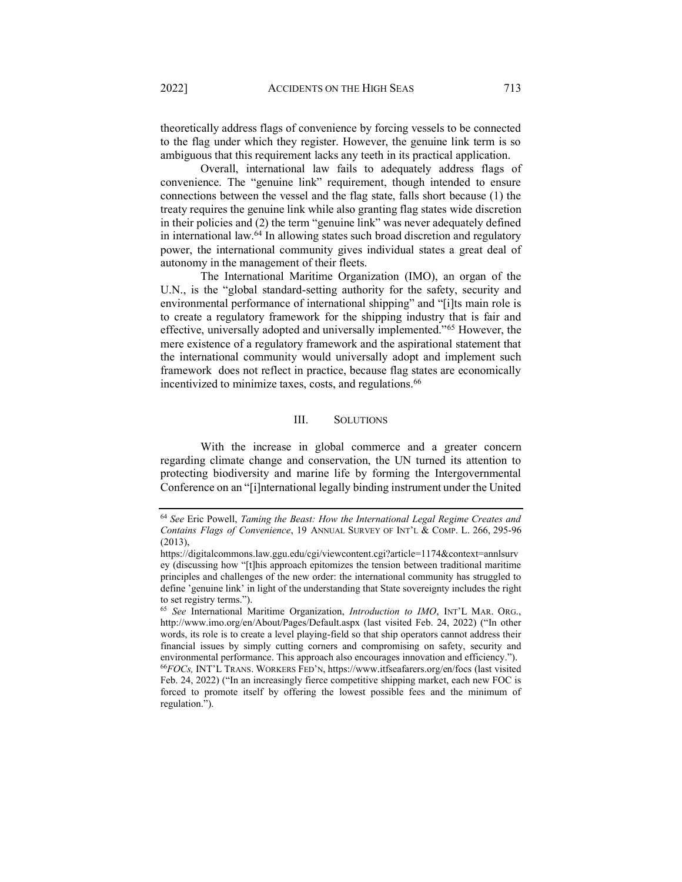theoretically address flags of convenience by forcing vessels to be connected to the flag under which they register. However, the genuine link term is so ambiguous that this requirement lacks any teeth in its practical application.

Overall, international law fails to adequately address flags of convenience. The "genuine link" requirement, though intended to ensure connections between the vessel and the flag state, falls short because (1) the treaty requires the genuine link while also granting flag states wide discretion in their policies and (2) the term "genuine link" was never adequately defined in international law.[64] In allowing states such broad discretion and regulatory power, the international community gives individual states a great deal of autonomy in the management of their fleets.

The International Maritime Organization (IMO), an organ of the U.N., is the "global standard-setting authority for the safety, security and environmental performance of international shipping" and "[i]ts main role is to create a regulatory framework for the shipping industry that is fair and effective, universally adopted and universally implemented."[65] However, the mere existence of a regulatory framework and the aspirational statement that the international community would universally adopt and implement such framework does not reflect in practice, because flag states are economically incentivized to minimize taxes, costs, and regulations.[66]

## III. SOLUTIONS

With the increase in global commerce and a greater concern regarding climate change and conservation, the UN turned its attention to protecting biodiversity and marine life by forming the Intergovernmental Conference on an "[i]nternational legally binding instrument under the United

---

[64] *See* Eric Powell, *Taming the Beast: How the International Legal Regime Creates and Contains Flags of Convenience*, 19 ANNUAL SURVEY OF INT'L & COMP. L. 266, 295-96 (2013), https://digitalcommons.law.ggu.edu/cgi/viewcontent.cgi?article=1174&context=annlsurvey (discussing how "[t]his approach epitomizes the tension between traditional maritime principles and challenges of the new order: the international community has struggled to define 'genuine link' in light of the understanding that State sovereignty includes the right to set registry terms.").

[65] *See* International Maritime Organization, *Introduction to IMO*, INT'L MAR. ORG., http://www.imo.org/en/About/Pages/Default.aspx (last visited Feb. 24, 2022) ("In other words, its role is to create a level playing-field so that ship operators cannot address their financial issues by simply cutting corners and compromising on safety, security and environmental performance. This approach also encourages innovation and efficiency.").

[66] *FOCs,* INT'L TRANS. WORKERS FED'N, https://www.itfseafarers.org/en/focs (last visited Feb. 24, 2022) ("In an increasingly fierce competitive shipping market, each new FOC is forced to promote itself by offering the lowest possible fees and the minimum of regulation.").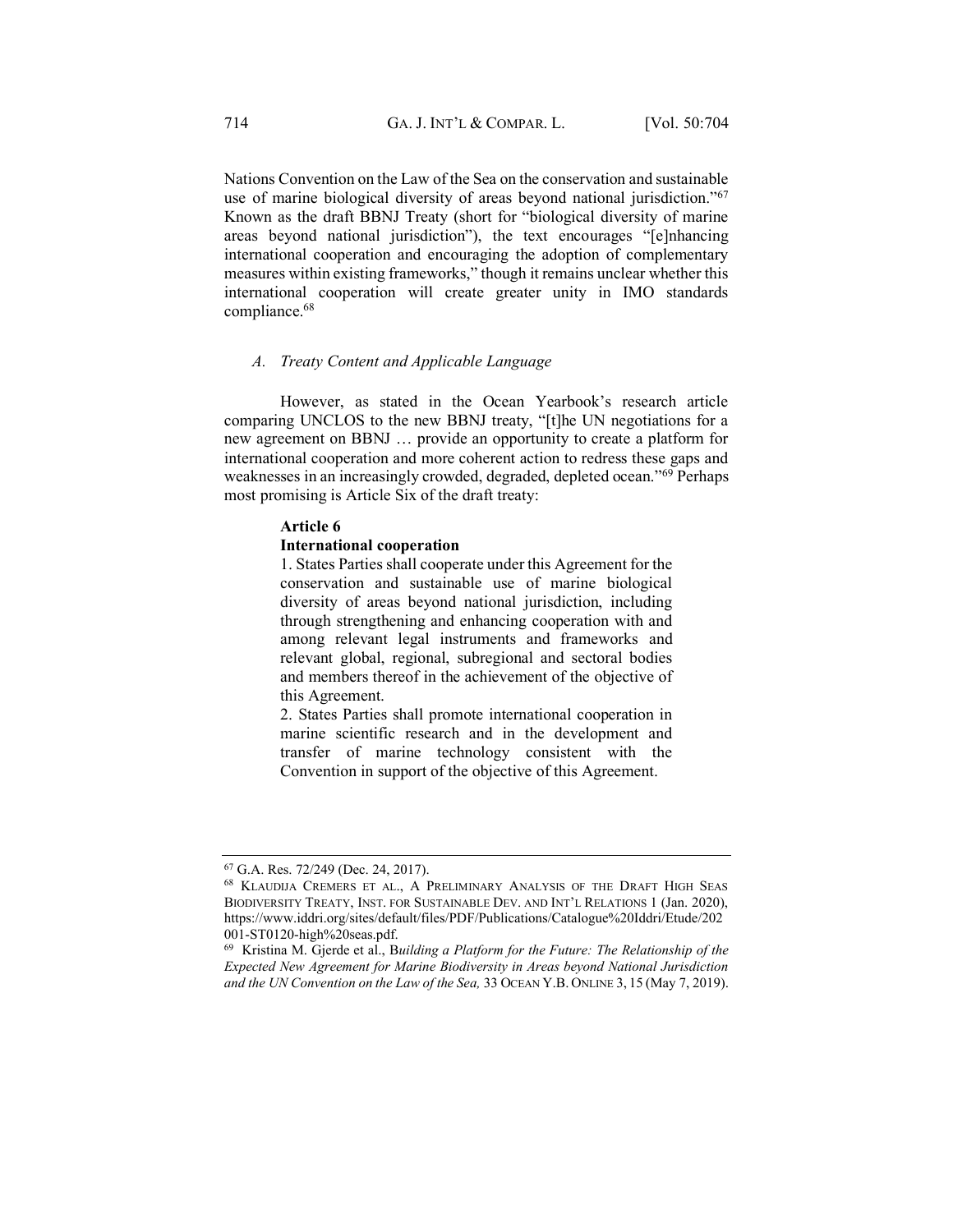Nations Convention on the Law of the Sea on the conservation and sustainable use of marine biological diversity of areas beyond national jurisdiction."[67] Known as the draft BBNJ Treaty (short for "biological diversity of marine areas beyond national jurisdiction"), the text encourages "[e]nhancing international cooperation and encouraging the adoption of complementary measures within existing frameworks," though it remains unclear whether this international cooperation will create greater unity in IMO standards compliance.[68]

### *A. Treaty Content and Applicable Language*

However, as stated in the Ocean Yearbook's research article comparing UNCLOS to the new BBNJ treaty, "[t]he UN negotiations for a new agreement on BBNJ … provide an opportunity to create a platform for international cooperation and more coherent action to redress these gaps and weaknesses in an increasingly crowded, degraded, depleted ocean."[69] Perhaps most promising is Article Six of the draft treaty:

> **Article 6**
> **International cooperation**
> 1. States Parties shall cooperate under this Agreement for the conservation and sustainable use of marine biological diversity of areas beyond national jurisdiction, including through strengthening and enhancing cooperation with and among relevant legal instruments and frameworks and relevant global, regional, subregional and sectoral bodies and members thereof in the achievement of the objective of this Agreement.
> 2. States Parties shall promote international cooperation in marine scientific research and in the development and transfer of marine technology consistent with the Convention in support of the objective of this Agreement.

---

[67] G.A. Res. 72/249 (Dec. 24, 2017).

[68] KLAUDIJA CREMERS ET AL., A PRELIMINARY ANALYSIS OF THE DRAFT HIGH SEAS BIODIVERSITY TREATY, INST. FOR SUSTAINABLE DEV. AND INT'L RELATIONS 1 (Jan. 2020), https://www.iddri.org/sites/default/files/PDF/Publications/Catalogue%20Iddri/Etude/202001-ST0120-high%20seas.pdf.

[69] Kristina M. Gjerde et al., B*uilding a Platform for the Future: The Relationship of the Expected New Agreement for Marine Biodiversity in Areas beyond National Jurisdiction and the UN Convention on the Law of the Sea,* 33 OCEAN Y.B. ONLINE 3, 15 (May 7, 2019).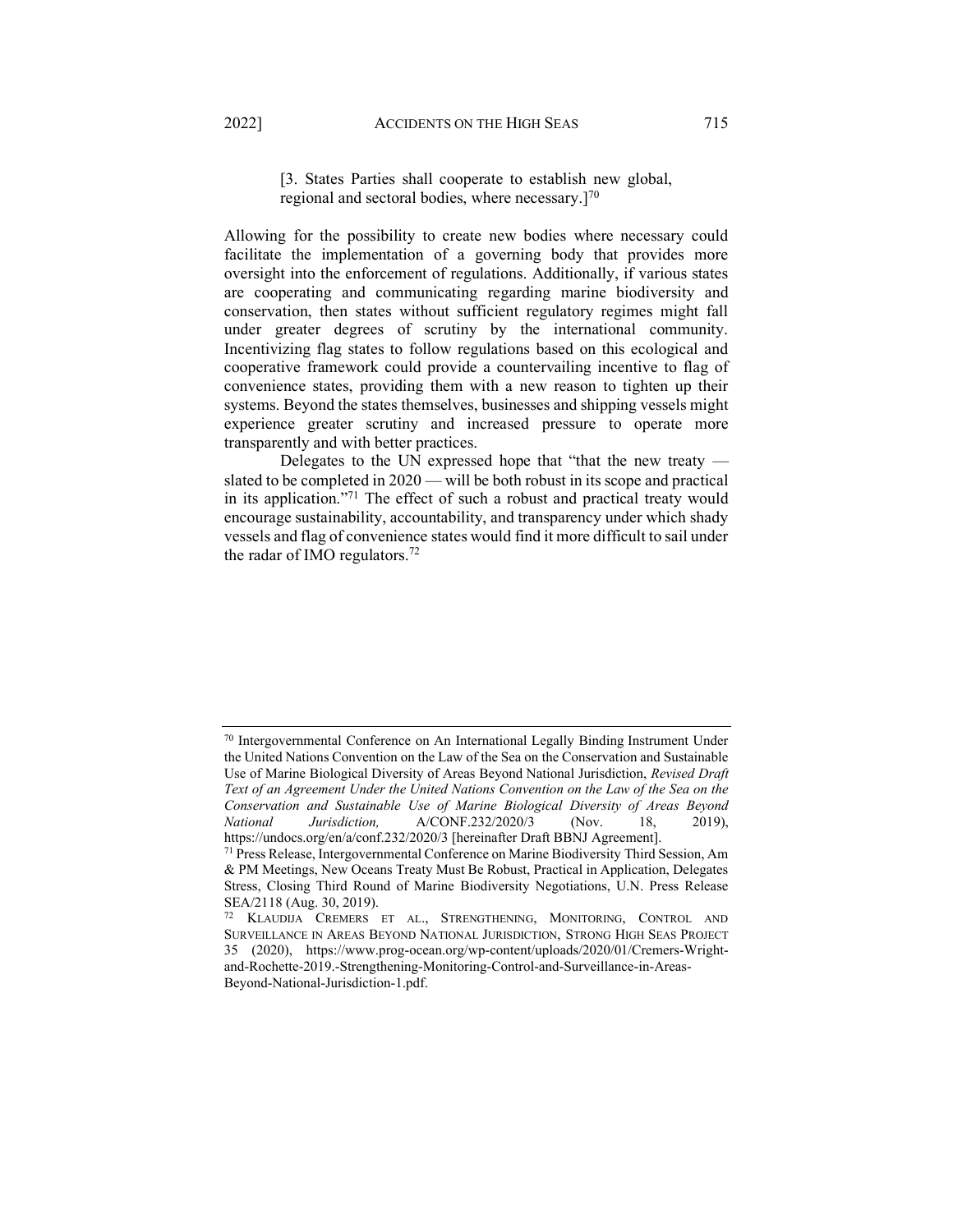[3. States Parties shall cooperate to establish new global, regional and sectoral bodies, where necessary.][70]

Allowing for the possibility to create new bodies where necessary could facilitate the implementation of a governing body that provides more oversight into the enforcement of regulations. Additionally, if various states are cooperating and communicating regarding marine biodiversity and conservation, then states without sufficient regulatory regimes might fall under greater degrees of scrutiny by the international community. Incentivizing flag states to follow regulations based on this ecological and cooperative framework could provide a countervailing incentive to flag of convenience states, providing them with a new reason to tighten up their systems. Beyond the states themselves, businesses and shipping vessels might experience greater scrutiny and increased pressure to operate more transparently and with better practices.

Delegates to the UN expressed hope that "that the new treaty — slated to be completed in 2020 — will be both robust in its scope and practical in its application."[71] The effect of such a robust and practical treaty would encourage sustainability, accountability, and transparency under which shady vessels and flag of convenience states would find it more difficult to sail under the radar of IMO regulators.[72]

---

[70] Intergovernmental Conference on An International Legally Binding Instrument Under the United Nations Convention on the Law of the Sea on the Conservation and Sustainable Use of Marine Biological Diversity of Areas Beyond National Jurisdiction, *Revised Draft Text of an Agreement Under the United Nations Convention on the Law of the Sea on the Conservation and Sustainable Use of Marine Biological Diversity of Areas Beyond National Jurisdiction,* A/CONF.232/2020/3 (Nov. 18, 2019), https://undocs.org/en/a/conf.232/2020/3 [hereinafter Draft BBNJ Agreement].

[71] Press Release, Intergovernmental Conference on Marine Biodiversity Third Session, Am & PM Meetings, New Oceans Treaty Must Be Robust, Practical in Application, Delegates Stress, Closing Third Round of Marine Biodiversity Negotiations, U.N. Press Release SEA/2118 (Aug. 30, 2019).

[72] KLAUDIJA CREMERS ET AL., STRENGTHENING, MONITORING, CONTROL AND SURVEILLANCE IN AREAS BEYOND NATIONAL JURISDICTION, STRONG HIGH SEAS PROJECT 35 (2020), https://www.prog-ocean.org/wp-content/uploads/2020/01/Cremers-Wright-and-Rochette-2019.-Strengthening-Monitoring-Control-and-Surveillance-in-Areas-Beyond-National-Jurisdiction-1.pdf.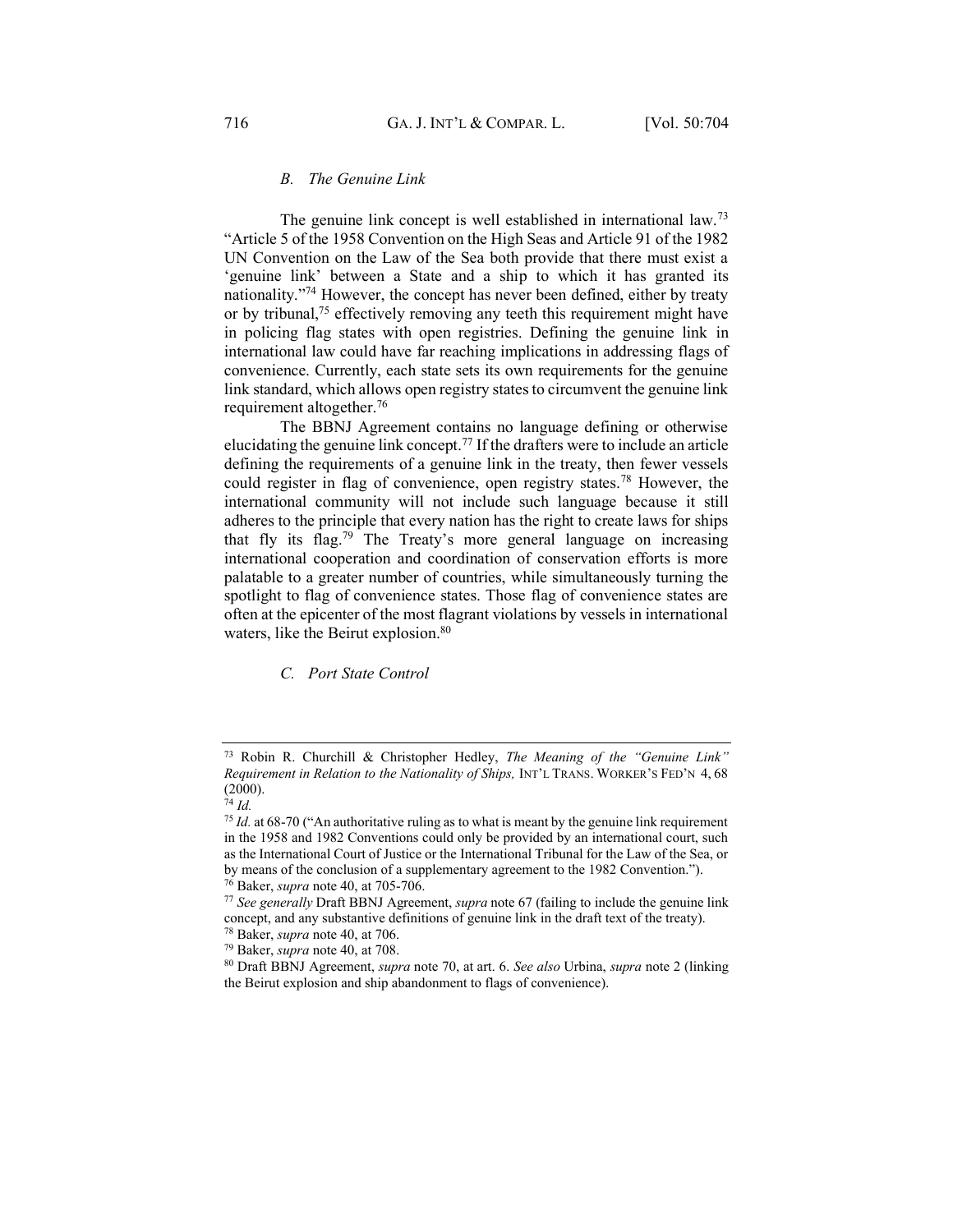### *B. The Genuine Link*

The genuine link concept is well established in international law.[73] "Article 5 of the 1958 Convention on the High Seas and Article 91 of the 1982 UN Convention on the Law of the Sea both provide that there must exist a 'genuine link' between a State and a ship to which it has granted its nationality."[74] However, the concept has never been defined, either by treaty or by tribunal,[75] effectively removing any teeth this requirement might have in policing flag states with open registries. Defining the genuine link in international law could have far reaching implications in addressing flags of convenience. Currently, each state sets its own requirements for the genuine link standard, which allows open registry states to circumvent the genuine link requirement altogether.[76]

The BBNJ Agreement contains no language defining or otherwise elucidating the genuine link concept.[77] If the drafters were to include an article defining the requirements of a genuine link in the treaty, then fewer vessels could register in flag of convenience, open registry states.[78] However, the international community will not include such language because it still adheres to the principle that every nation has the right to create laws for ships that fly its flag.[79] The Treaty's more general language on increasing international cooperation and coordination of conservation efforts is more palatable to a greater number of countries, while simultaneously turning the spotlight to flag of convenience states. Those flag of convenience states are often at the epicenter of the most flagrant violations by vessels in international waters, like the Beirut explosion.[80]

### *C. Port State Control*

---

[73] Robin R. Churchill & Christopher Hedley, *The Meaning of the "Genuine Link" Requirement in Relation to the Nationality of Ships,* INT'L TRANS. WORKER'S FED'N 4, 68 (2000).

[74] *Id.*

[75] *Id.* at 68-70 ("An authoritative ruling as to what is meant by the genuine link requirement in the 1958 and 1982 Conventions could only be provided by an international court, such as the International Court of Justice or the International Tribunal for the Law of the Sea, or by means of the conclusion of a supplementary agreement to the 1982 Convention.").

[76] Baker, *supra* note 40, at 705-706.

[77] *See generally* Draft BBNJ Agreement, *supra* note 67 (failing to include the genuine link concept, and any substantive definitions of genuine link in the draft text of the treaty).

[78] Baker, *supra* note 40, at 706.

[79] Baker, *supra* note 40, at 708.

[80] Draft BBNJ Agreement, *supra* note 70, at art. 6. *See also* Urbina, *supra* note 2 (linking the Beirut explosion and ship abandonment to flags of convenience).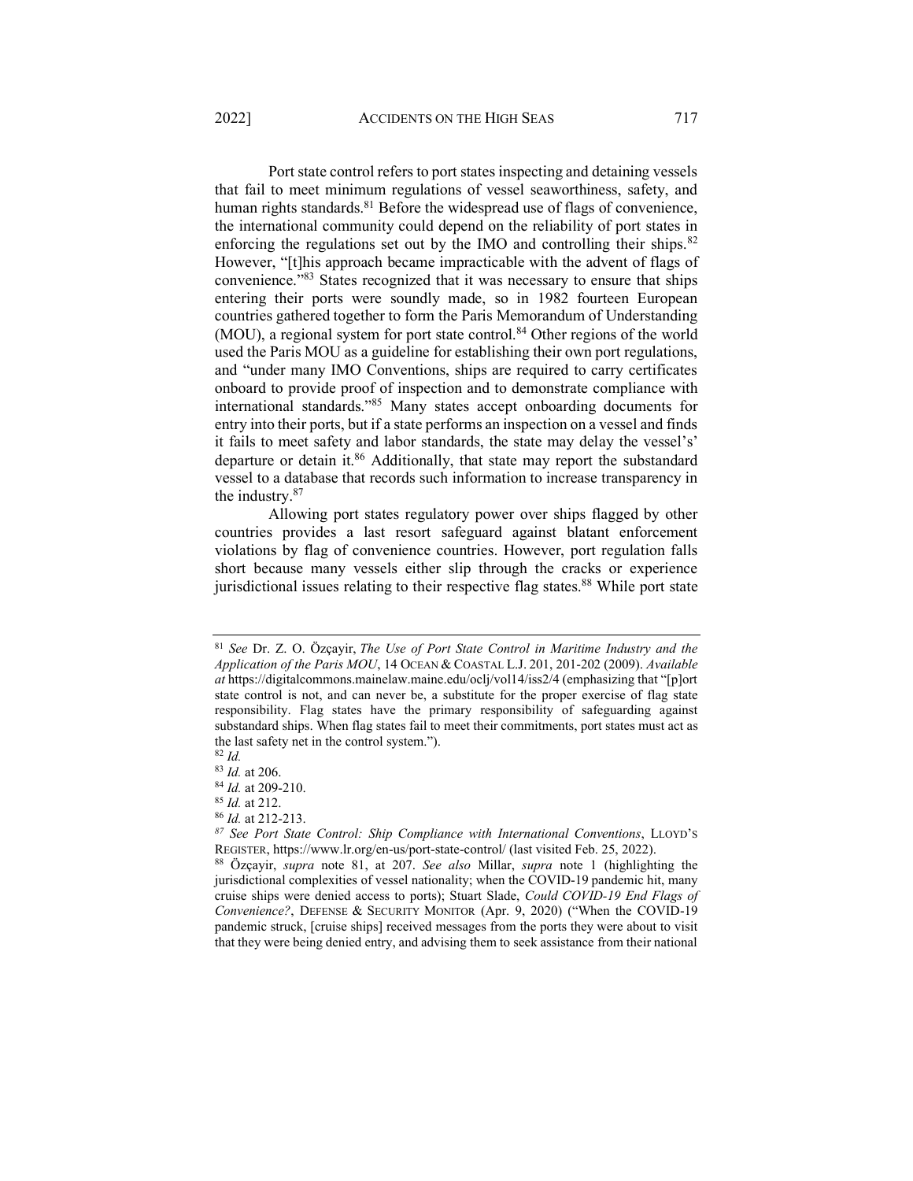Port state control refers to port states inspecting and detaining vessels that fail to meet minimum regulations of vessel seaworthiness, safety, and human rights standards.[81] Before the widespread use of flags of convenience, the international community could depend on the reliability of port states in enforcing the regulations set out by the IMO and controlling their ships.[82] However, "[t]his approach became impracticable with the advent of flags of convenience."[83] States recognized that it was necessary to ensure that ships entering their ports were soundly made, so in 1982 fourteen European countries gathered together to form the Paris Memorandum of Understanding (MOU), a regional system for port state control.[84] Other regions of the world used the Paris MOU as a guideline for establishing their own port regulations, and "under many IMO Conventions, ships are required to carry certificates onboard to provide proof of inspection and to demonstrate compliance with international standards."[85] Many states accept onboarding documents for entry into their ports, but if a state performs an inspection on a vessel and finds it fails to meet safety and labor standards, the state may delay the vessel's' departure or detain it.[86] Additionally, that state may report the substandard vessel to a database that records such information to increase transparency in the industry.[87]

Allowing port states regulatory power over ships flagged by other countries provides a last resort safeguard against blatant enforcement violations by flag of convenience countries. However, port regulation falls short because many vessels either slip through the cracks or experience jurisdictional issues relating to their respective flag states.[88] While port state

---

[81] *See* Dr. Z. O. Özçayir, *The Use of Port State Control in Maritime Industry and the Application of the Paris MOU*, 14 OCEAN & COASTAL L.J. 201, 201-202 (2009). *Available at* https://digitalcommons.mainelaw.maine.edu/oclj/vol14/iss2/4 (emphasizing that "[p]ort state control is not, and can never be, a substitute for the proper exercise of flag state responsibility. Flag states have the primary responsibility of safeguarding against substandard ships. When flag states fail to meet their commitments, port states must act as the last safety net in the control system.").

[82] *Id.*

[83] *Id.* at 206.

[84] *Id.* at 209-210.

[85] *Id.* at 212.

[86] *Id.* at 212-213.

[87] *See Port State Control: Ship Compliance with International Conventions*, LLOYD'S REGISTER, https://www.lr.org/en-us/port-state-control/ (last visited Feb. 25, 2022).

[88] Özçayir, *supra* note 81, at 207. *See also* Millar, *supra* note 1 (highlighting the jurisdictional complexities of vessel nationality; when the COVID-19 pandemic hit, many cruise ships were denied access to ports); Stuart Slade, *Could COVID-19 End Flags of Convenience?*, DEFENSE & SECURITY MONITOR (Apr. 9, 2020) ("When the COVID-19 pandemic struck, [cruise ships] received messages from the ports they were about to visit that they were being denied entry, and advising them to seek assistance from their national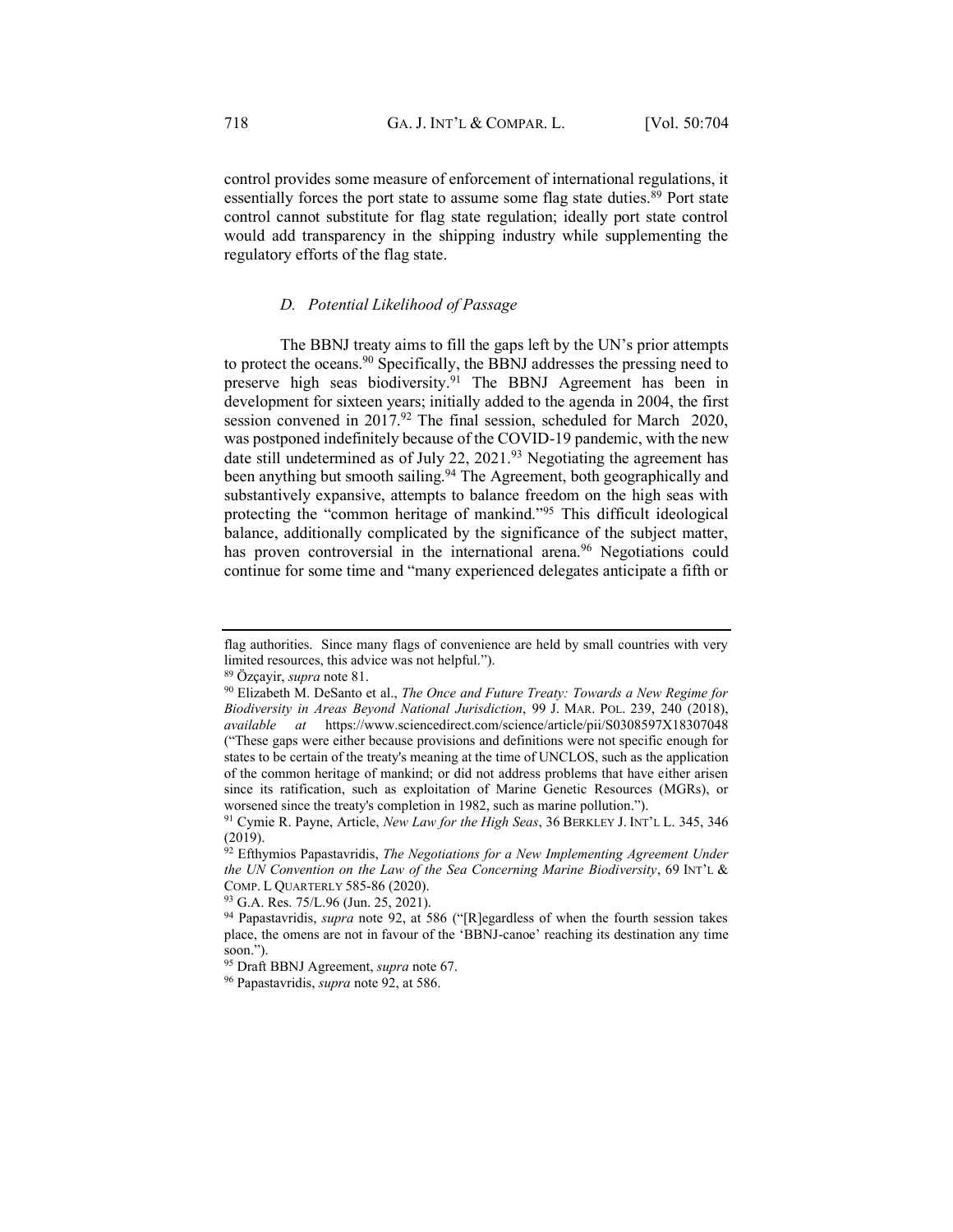control provides some measure of enforcement of international regulations, it essentially forces the port state to assume some flag state duties.[89] Port state control cannot substitute for flag state regulation; ideally port state control would add transparency in the shipping industry while supplementing the regulatory efforts of the flag state.

### *D. Potential Likelihood of Passage*

The BBNJ treaty aims to fill the gaps left by the UN's prior attempts to protect the oceans.[90] Specifically, the BBNJ addresses the pressing need to preserve high seas biodiversity.[91] The BBNJ Agreement has been in development for sixteen years; initially added to the agenda in 2004, the first session convened in 2017.[92] The final session, scheduled for March 2020, was postponed indefinitely because of the COVID-19 pandemic, with the new date still undetermined as of July 22, 2021.[93] Negotiating the agreement has been anything but smooth sailing.[94] The Agreement, both geographically and substantively expansive, attempts to balance freedom on the high seas with protecting the "common heritage of mankind."[95] This difficult ideological balance, additionally complicated by the significance of the subject matter, has proven controversial in the international arena.[96] Negotiations could continue for some time and "many experienced delegates anticipate a fifth or

---

flag authorities. Since many flags of convenience are held by small countries with very limited resources, this advice was not helpful.").

[89] Özçayir, *supra* note 81.

[90] Elizabeth M. DeSanto et al., *The Once and Future Treaty: Towards a New Regime for Biodiversity in Areas Beyond National Jurisdiction*, 99 J. MAR. POL. 239, 240 (2018), *available at* https://www.sciencedirect.com/science/article/pii/S0308597X18307048 ("These gaps were either because provisions and definitions were not specific enough for states to be certain of the treaty's meaning at the time of UNCLOS, such as the application of the common heritage of mankind; or did not address problems that have either arisen since its ratification, such as exploitation of Marine Genetic Resources (MGRs), or worsened since the treaty's completion in 1982, such as marine pollution.").

[91] Cymie R. Payne, Article, *New Law for the High Seas*, 36 BERKLEY J. INT'L L. 345, 346 (2019).

[92] Efthymios Papastavridis, *The Negotiations for a New Implementing Agreement Under the UN Convention on the Law of the Sea Concerning Marine Biodiversity*, 69 INT'L & COMP. L QUARTERLY 585-86 (2020).

[93] G.A. Res. 75/L.96 (Jun. 25, 2021).

[94] Papastavridis, *supra* note 92, at 586 ("[R]egardless of when the fourth session takes place, the omens are not in favour of the 'BBNJ-canoe' reaching its destination any time soon.").

[95] Draft BBNJ Agreement, *supra* note 67.

[96] Papastavridis, *supra* note 92, at 586.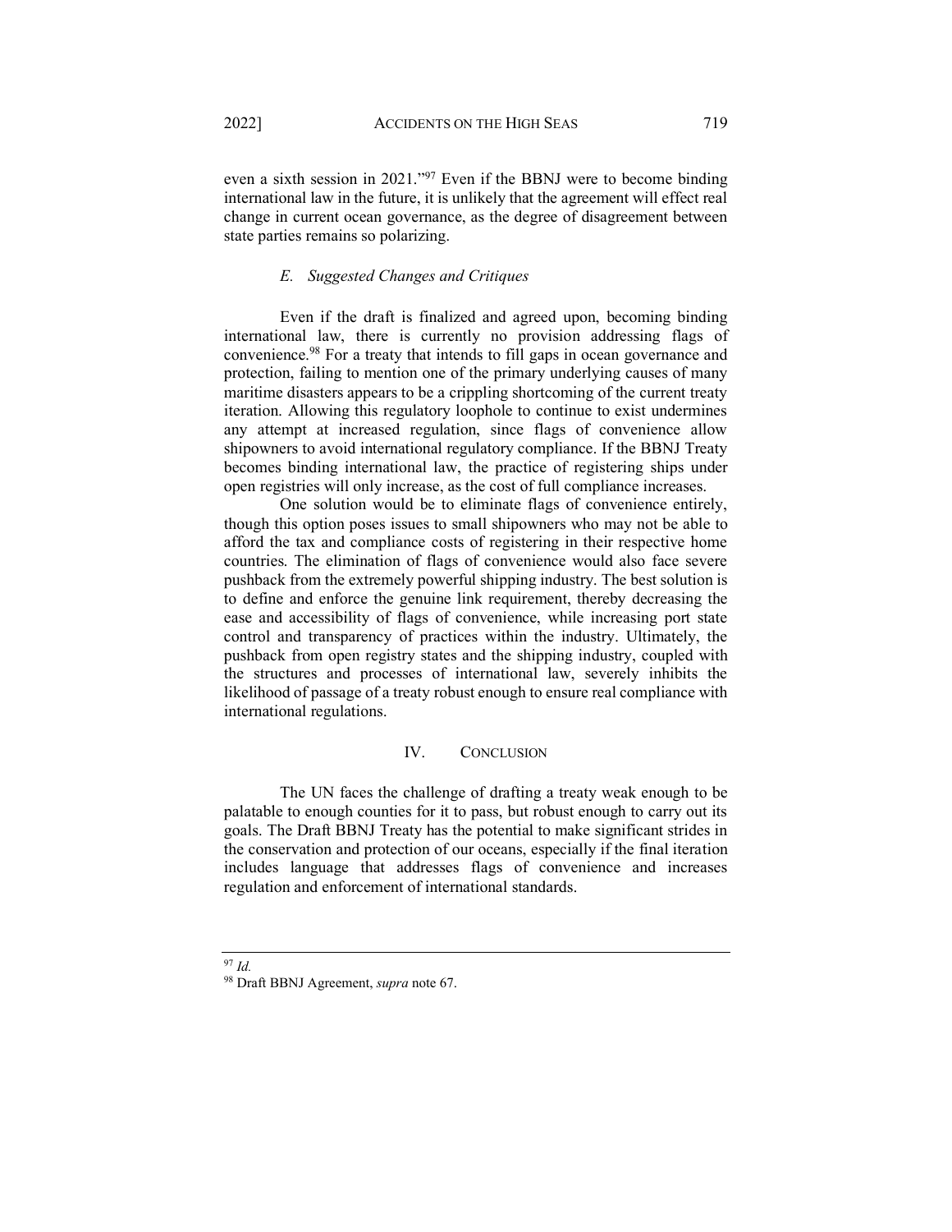even a sixth session in 2021."[97] Even if the BBNJ were to become binding international law in the future, it is unlikely that the agreement will effect real change in current ocean governance, as the degree of disagreement between state parties remains so polarizing.

### *E. Suggested Changes and Critiques*

Even if the draft is finalized and agreed upon, becoming binding international law, there is currently no provision addressing flags of convenience.[98] For a treaty that intends to fill gaps in ocean governance and protection, failing to mention one of the primary underlying causes of many maritime disasters appears to be a crippling shortcoming of the current treaty iteration. Allowing this regulatory loophole to continue to exist undermines any attempt at increased regulation, since flags of convenience allow shipowners to avoid international regulatory compliance. If the BBNJ Treaty becomes binding international law, the practice of registering ships under open registries will only increase, as the cost of full compliance increases.

One solution would be to eliminate flags of convenience entirely, though this option poses issues to small shipowners who may not be able to afford the tax and compliance costs of registering in their respective home countries. The elimination of flags of convenience would also face severe pushback from the extremely powerful shipping industry. The best solution is to define and enforce the genuine link requirement, thereby decreasing the ease and accessibility of flags of convenience, while increasing port state control and transparency of practices within the industry. Ultimately, the pushback from open registry states and the shipping industry, coupled with the structures and processes of international law, severely inhibits the likelihood of passage of a treaty robust enough to ensure real compliance with international regulations.

## IV. CONCLUSION

The UN faces the challenge of drafting a treaty weak enough to be palatable to enough counties for it to pass, but robust enough to carry out its goals. The Draft BBNJ Treaty has the potential to make significant strides in the conservation and protection of our oceans, especially if the final iteration includes language that addresses flags of convenience and increases regulation and enforcement of international standards.

---

[97] *Id.*

[98] Draft BBNJ Agreement, *supra* note 67.